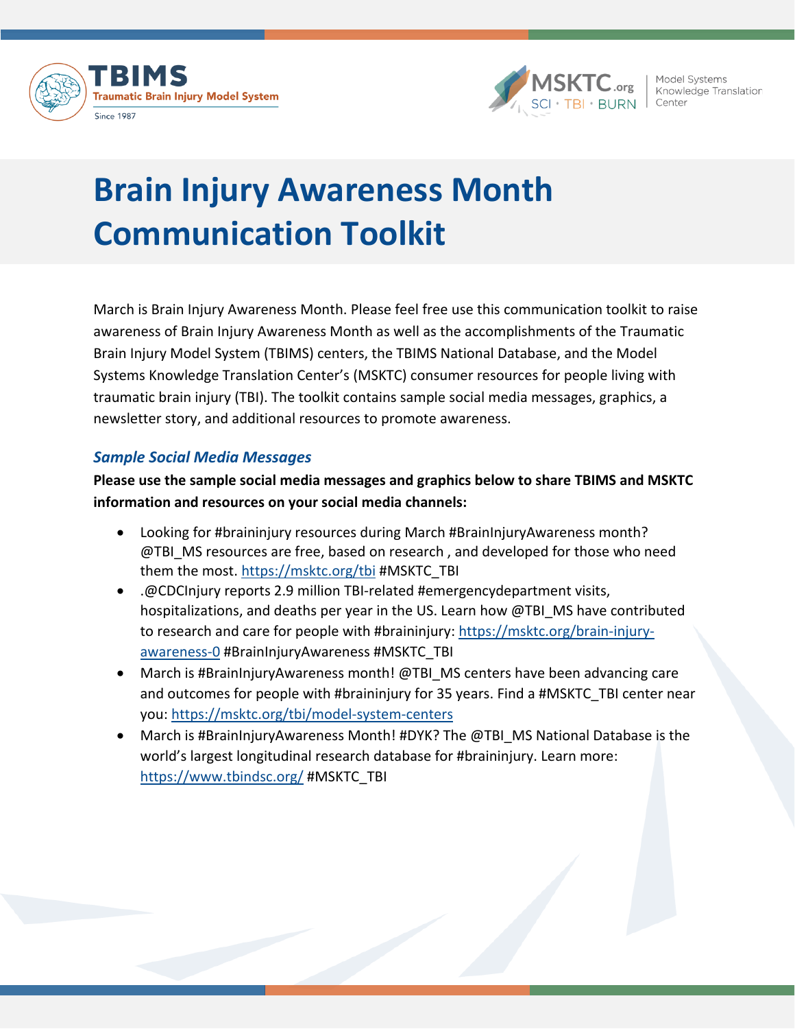# Brain Injury Awareness Month Communication Toolkit

March is Brain Injury Awareness Month. Please feel free use this communication toolkit to raise awareness of Brain Injury Awareness Month as well as the accomplishments of the Traumatic Brain Injury Model System (TBIMS) centers, the TBIMS National Database, and the Model Systems Knowledge Translation Center's (MSKTC) consumer resources for people living with traumatic brain injury (TBI). The toolkit contains sample social media messages, graphics, a newsletter story, and additional resources to promote awareness.

### *Sample Social Media Messages*

**Please use the sample social media messages and graphics below to share TBIMS and MSKTC information and resources on your social media channels:**

- Looking for #braininjury resources during March #BrainInjuryAwareness month? @TBI_MS resources are free, based on research , and developed for those who need them the most. [https://msktc.org/tbi](https://msktc.org/tbi) #MSKTC_TBI
- .@CDCInjury reports 2.9 million TBI-related #emergencydepartment visits, hospitalizations, and deaths per year in the US. Learn how @TBI_MS have contributed to research and care for people with #braininjury: [https://msktc.org/brain-injury-awareness-0](https://msktc.org/brain-injury-awareness-0) #BrainInjuryAwareness #MSKTC_TBI
- March is #BrainInjuryAwareness month! @TBI_MS centers have been advancing care and outcomes for people with #braininjury for 35 years. Find a #MSKTC_TBI center near you: [https://msktc.org/tbi/model-system-centers](https://msktc.org/tbi/model-system-centers)
- March is #BrainInjuryAwareness Month! #DYK? The @TBI_MS National Database is the world's largest longitudinal research database for #braininjury. Learn more: [https://www.tbindsc.org/](https://www.tbindsc.org/) #MSKTC_TBI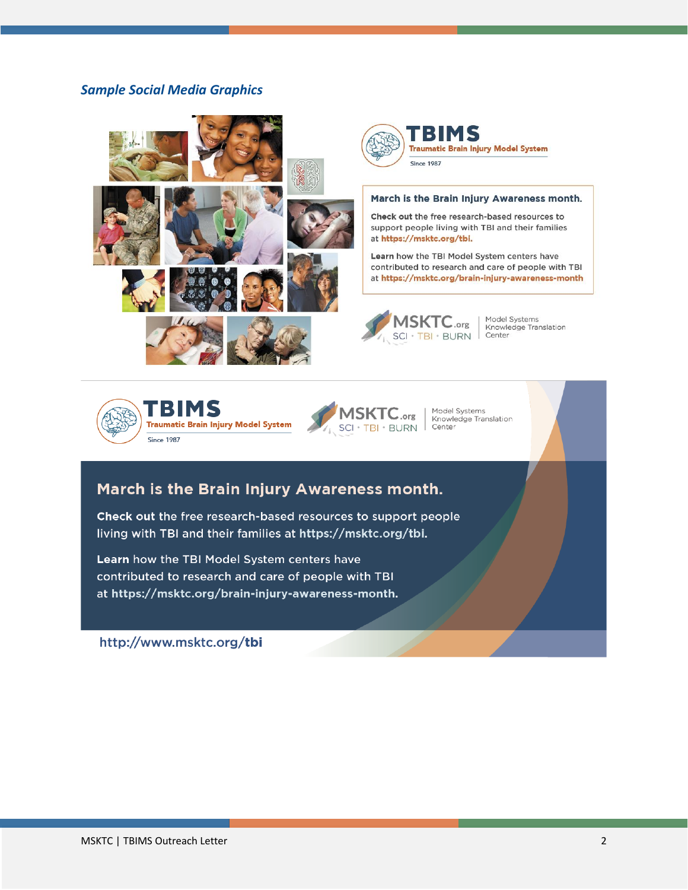### *Sample Social Media Graphics*

**TBIMS**
Traumatic Brain Injury Model System
Since 1987

**March is the Brain Injury Awareness month.**

**Check out** the free research-based resources to support people living with TBI and their families at **https://msktc.org/tbi.**

**Learn** how the TBI Model System centers have contributed to research and care of people with TBI at **https://msktc.org/brain-injury-awareness-month**

MSKTC.org SCI • TBI • BURN | Model Systems Knowledge Translation Center

---

**TBIMS**
Traumatic Brain Injury Model System
Since 1987

MSKTC.org SCI • TBI • BURN | Model Systems Knowledge Translation Center

**March is the Brain Injury Awareness month.**

**Check out** the free research-based resources to support people living with TBI and their families at **https://msktc.org/tbi.**

**Learn** how the TBI Model System centers have contributed to research and care of people with TBI at **https://msktc.org/brain-injury-awareness-month.**

http://www.msktc.org/**tbi**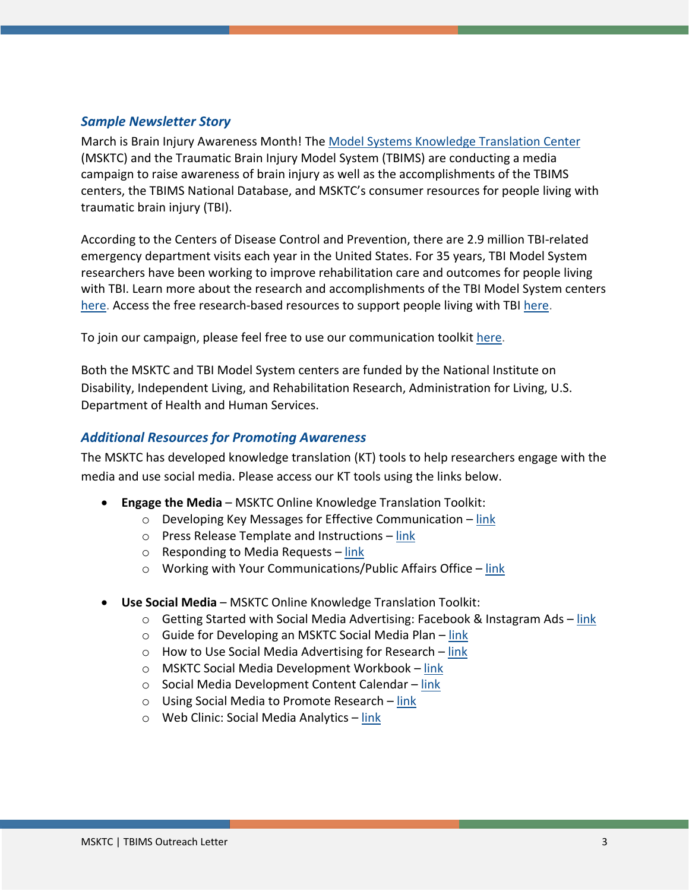### ***Sample Newsletter Story***

March is Brain Injury Awareness Month! The Model Systems Knowledge Translation Center (MSKTC) and the Traumatic Brain Injury Model System (TBIMS) are conducting a media campaign to raise awareness of brain injury as well as the accomplishments of the TBIMS centers, the TBIMS National Database, and MSKTC's consumer resources for people living with traumatic brain injury (TBI).

According to the Centers of Disease Control and Prevention, there are 2.9 million TBI-related emergency department visits each year in the United States. For 35 years, TBI Model System researchers have been working to improve rehabilitation care and outcomes for people living with TBI. Learn more about the research and accomplishments of the TBI Model System centers here. Access the free research-based resources to support people living with TBI here.

To join our campaign, please feel free to use our communication toolkit here.

Both the MSKTC and TBI Model System centers are funded by the National Institute on Disability, Independent Living, and Rehabilitation Research, Administration for Living, U.S. Department of Health and Human Services.

### ***Additional Resources for Promoting Awareness***

The MSKTC has developed knowledge translation (KT) tools to help researchers engage with the media and use social media. Please access our KT tools using the links below.

- **Engage the Media** – MSKTC Online Knowledge Translation Toolkit:
  - Developing Key Messages for Effective Communication – link
  - Press Release Template and Instructions – link
  - Responding to Media Requests – link
  - Working with Your Communications/Public Affairs Office – link

- **Use Social Media** – MSKTC Online Knowledge Translation Toolkit:
  - Getting Started with Social Media Advertising: Facebook & Instagram Ads – link
  - Guide for Developing an MSKTC Social Media Plan – link
  - How to Use Social Media Advertising for Research – link
  - MSKTC Social Media Development Workbook – link
  - Social Media Development Content Calendar – link
  - Using Social Media to Promote Research – link
  - Web Clinic: Social Media Analytics – link